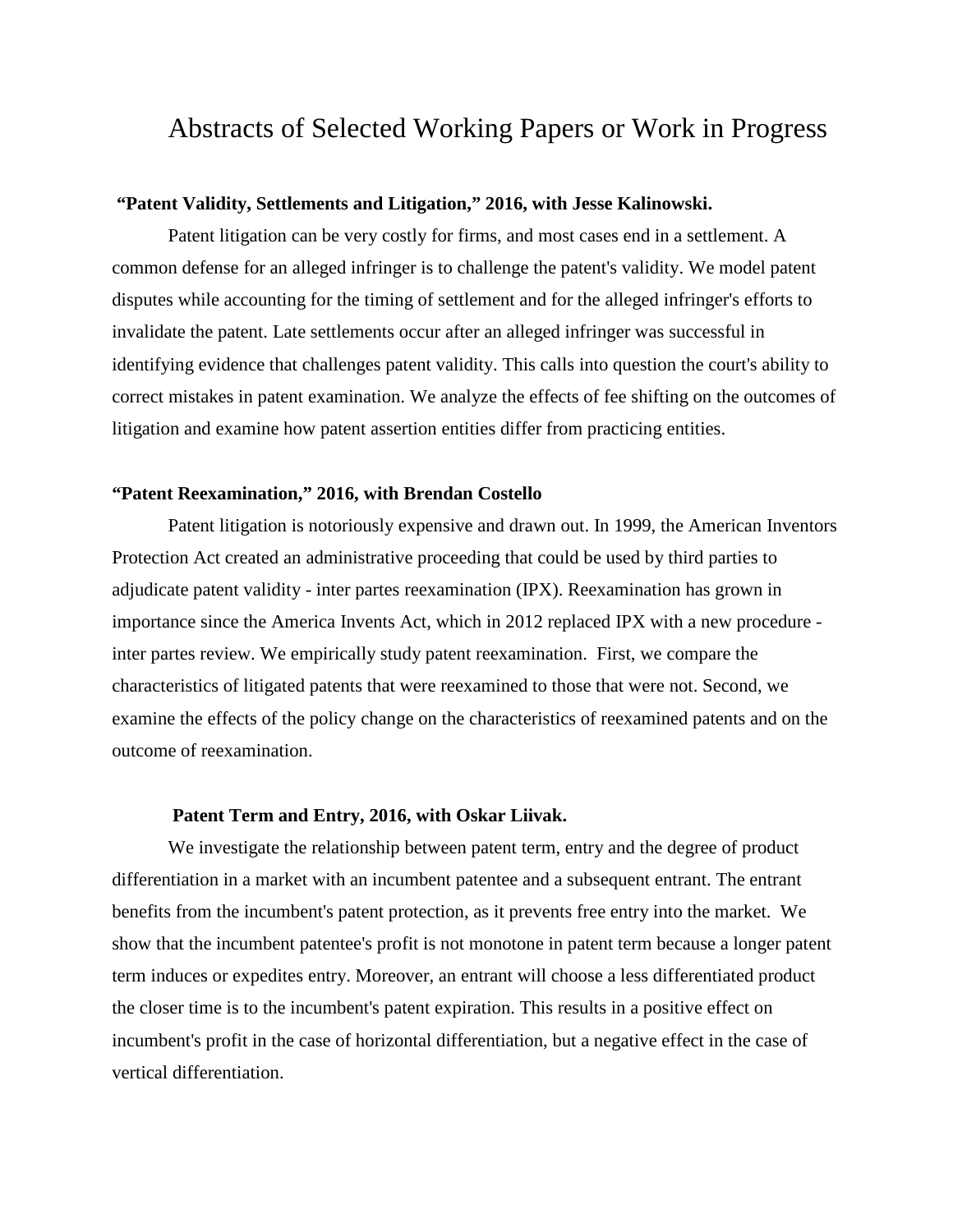# Abstracts of Selected Working Papers or Work in Progress

**"Patent Validity, Settlements and Litigation," 2016, with Jesse Kalinowski.**

Patent litigation can be very costly for firms, and most cases end in a settlement. A common defense for an alleged infringer is to challenge the patent's validity. We model patent disputes while accounting for the timing of settlement and for the alleged infringer's efforts to invalidate the patent. Late settlements occur after an alleged infringer was successful in identifying evidence that challenges patent validity. This calls into question the court's ability to correct mistakes in patent examination. We analyze the effects of fee shifting on the outcomes of litigation and examine how patent assertion entities differ from practicing entities.

**"Patent Reexamination," 2016, with Brendan Costello**

Patent litigation is notoriously expensive and drawn out. In 1999, the American Inventors Protection Act created an administrative proceeding that could be used by third parties to adjudicate patent validity - inter partes reexamination (IPX). Reexamination has grown in importance since the America Invents Act, which in 2012 replaced IPX with a new procedure - inter partes review. We empirically study patent reexamination. First, we compare the characteristics of litigated patents that were reexamined to those that were not. Second, we examine the effects of the policy change on the characteristics of reexamined patents and on the outcome of reexamination.

**Patent Term and Entry, 2016, with Oskar Liivak.**

We investigate the relationship between patent term, entry and the degree of product differentiation in a market with an incumbent patentee and a subsequent entrant. The entrant benefits from the incumbent's patent protection, as it prevents free entry into the market. We show that the incumbent patentee's profit is not monotone in patent term because a longer patent term induces or expedites entry. Moreover, an entrant will choose a less differentiated product the closer time is to the incumbent's patent expiration. This results in a positive effect on incumbent's profit in the case of horizontal differentiation, but a negative effect in the case of vertical differentiation.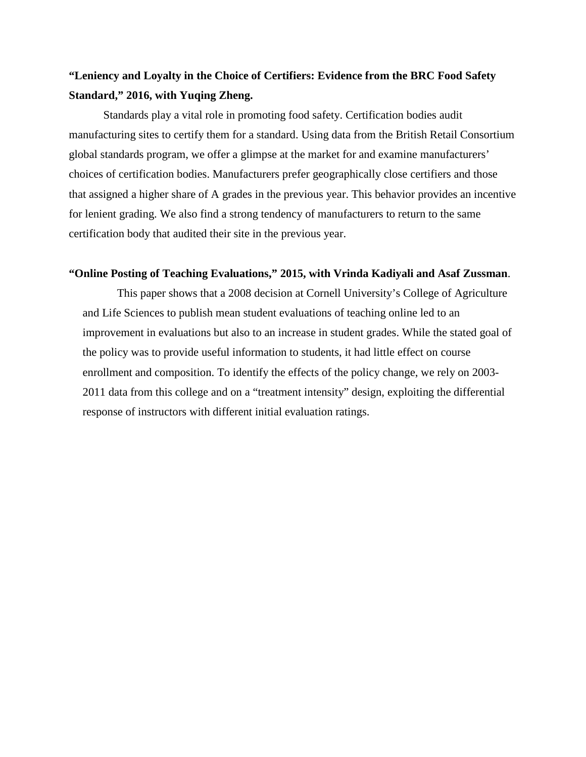**“Leniency and Loyalty in the Choice of Certifiers: Evidence from the BRC Food Safety Standard,” 2016, with Yuqing Zheng.**

Standards play a vital role in promoting food safety. Certification bodies audit manufacturing sites to certify them for a standard. Using data from the British Retail Consortium global standards program, we offer a glimpse at the market for and examine manufacturers’ choices of certification bodies. Manufacturers prefer geographically close certifiers and those that assigned a higher share of A grades in the previous year. This behavior provides an incentive for lenient grading. We also find a strong tendency of manufacturers to return to the same certification body that audited their site in the previous year.

**“Online Posting of Teaching Evaluations,” 2015, with Vrinda Kadiyali and Asaf Zussman**.

This paper shows that a 2008 decision at Cornell University’s College of Agriculture and Life Sciences to publish mean student evaluations of teaching online led to an improvement in evaluations but also to an increase in student grades. While the stated goal of the policy was to provide useful information to students, it had little effect on course enrollment and composition. To identify the effects of the policy change, we rely on 2003-2011 data from this college and on a “treatment intensity” design, exploiting the differential response of instructors with different initial evaluation ratings.